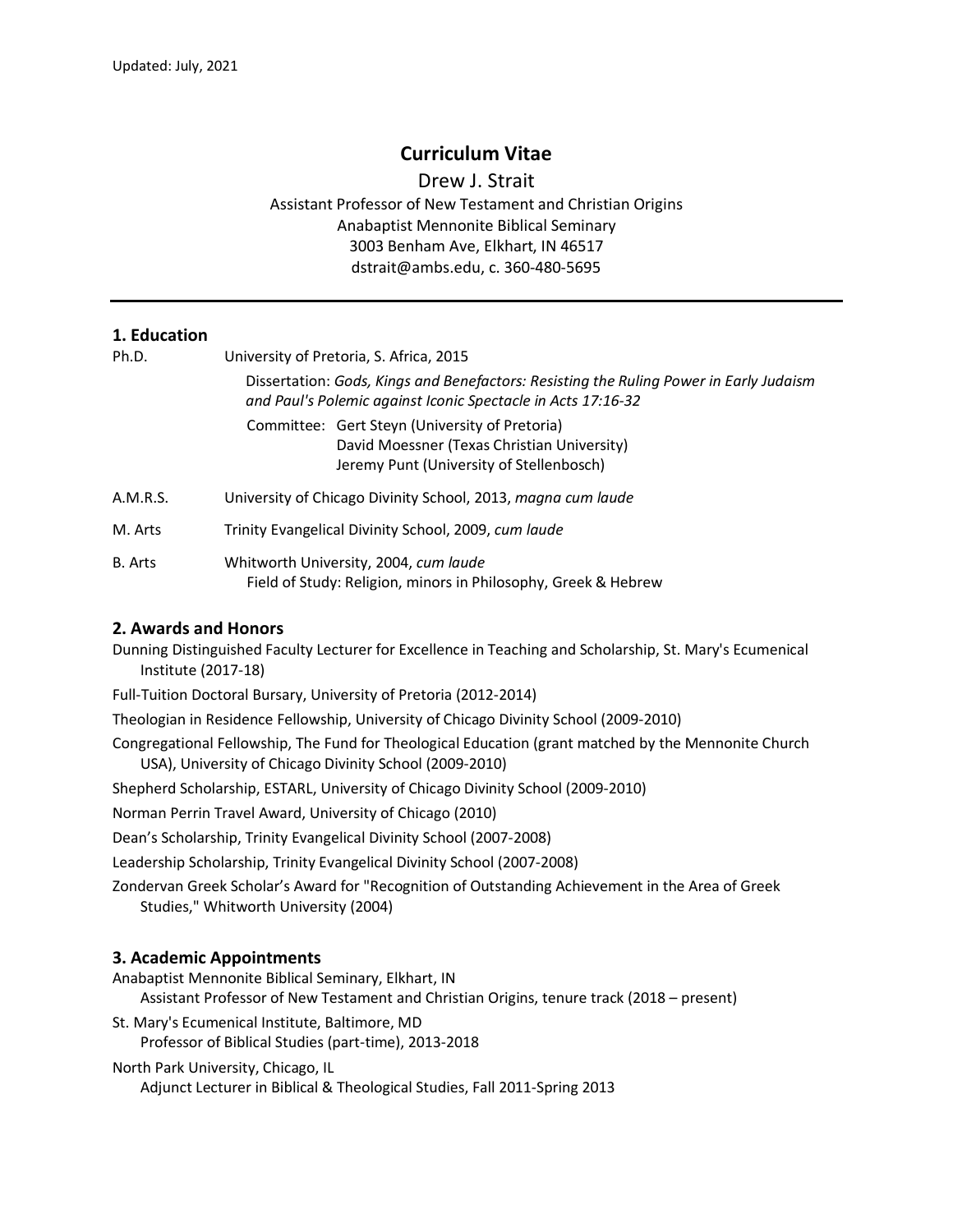Updated: July, 2021

# Curriculum Vitae

Drew J. Strait
Assistant Professor of New Testament and Christian Origins
Anabaptist Mennonite Biblical Seminary
3003 Benham Ave, Elkhart, IN 46517
dstrait@ambs.edu, c. 360-480-5695

---

## 1. Education

**Ph.D.** University of Pretoria, S. Africa, 2015

Dissertation: *Gods, Kings and Benefactors: Resisting the Ruling Power in Early Judaism and Paul's Polemic against Iconic Spectacle in Acts 17:16-32*

Committee: Gert Steyn (University of Pretoria)
David Moessner (Texas Christian University)
Jeremy Punt (University of Stellenbosch)

**A.M.R.S.** University of Chicago Divinity School, 2013, *magna cum laude*

**M. Arts** Trinity Evangelical Divinity School, 2009, *cum laude*

**B. Arts** Whitworth University, 2004, *cum laude*
Field of Study: Religion, minors in Philosophy, Greek & Hebrew

## 2. Awards and Honors

Dunning Distinguished Faculty Lecturer for Excellence in Teaching and Scholarship, St. Mary's Ecumenical Institute (2017-18)

Full-Tuition Doctoral Bursary, University of Pretoria (2012-2014)

Theologian in Residence Fellowship, University of Chicago Divinity School (2009-2010)

Congregational Fellowship, The Fund for Theological Education (grant matched by the Mennonite Church USA), University of Chicago Divinity School (2009-2010)

Shepherd Scholarship, ESTARL, University of Chicago Divinity School (2009-2010)

Norman Perrin Travel Award, University of Chicago (2010)

Dean's Scholarship, Trinity Evangelical Divinity School (2007-2008)

Leadership Scholarship, Trinity Evangelical Divinity School (2007-2008)

Zondervan Greek Scholar's Award for "Recognition of Outstanding Achievement in the Area of Greek Studies," Whitworth University (2004)

## 3. Academic Appointments

Anabaptist Mennonite Biblical Seminary, Elkhart, IN
Assistant Professor of New Testament and Christian Origins, tenure track (2018 – present)

St. Mary's Ecumenical Institute, Baltimore, MD
Professor of Biblical Studies (part-time), 2013-2018

North Park University, Chicago, IL
Adjunct Lecturer in Biblical & Theological Studies, Fall 2011-Spring 2013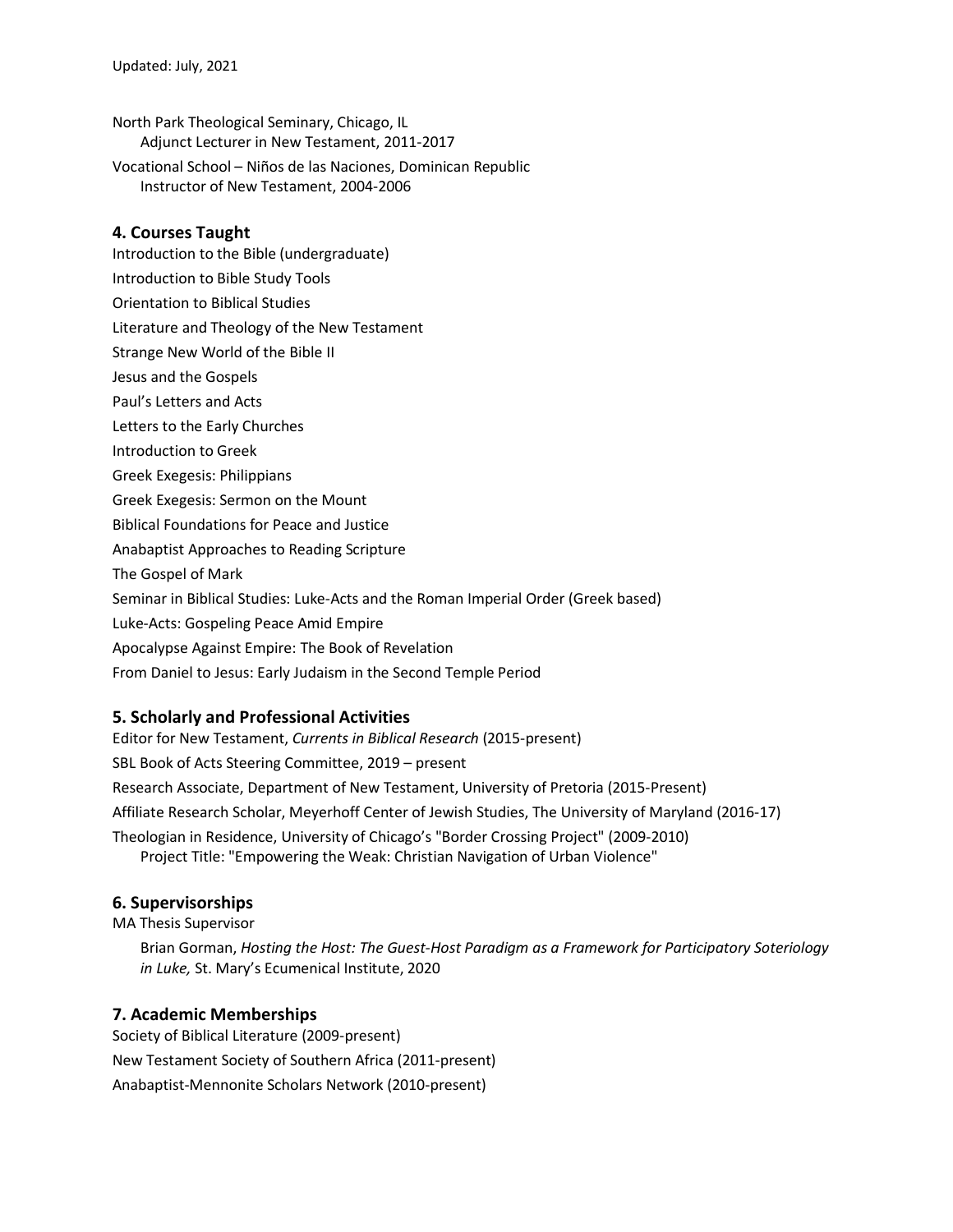Updated: July, 2021

North Park Theological Seminary, Chicago, IL
  Adjunct Lecturer in New Testament, 2011-2017

Vocational School – Niños de las Naciones, Dominican Republic
  Instructor of New Testament, 2004-2006

## 4. Courses Taught

Introduction to the Bible (undergraduate)

Introduction to Bible Study Tools

Orientation to Biblical Studies

Literature and Theology of the New Testament

Strange New World of the Bible II

Jesus and the Gospels

Paul's Letters and Acts

Letters to the Early Churches

Introduction to Greek

Greek Exegesis: Philippians

Greek Exegesis: Sermon on the Mount

Biblical Foundations for Peace and Justice

Anabaptist Approaches to Reading Scripture

The Gospel of Mark

Seminar in Biblical Studies: Luke-Acts and the Roman Imperial Order (Greek based)

Luke-Acts: Gospeling Peace Amid Empire

Apocalypse Against Empire: The Book of Revelation

From Daniel to Jesus: Early Judaism in the Second Temple Period

## 5. Scholarly and Professional Activities

Editor for New Testament, *Currents in Biblical Research* (2015-present)

SBL Book of Acts Steering Committee, 2019 – present

Research Associate, Department of New Testament, University of Pretoria (2015-Present)

Affiliate Research Scholar, Meyerhoff Center of Jewish Studies, The University of Maryland (2016-17)

Theologian in Residence, University of Chicago's "Border Crossing Project" (2009-2010)
  Project Title: "Empowering the Weak: Christian Navigation of Urban Violence"

## 6. Supervisorships

MA Thesis Supervisor

  Brian Gorman, *Hosting the Host: The Guest-Host Paradigm as a Framework for Participatory Soteriology in Luke,* St. Mary's Ecumenical Institute, 2020

## 7. Academic Memberships

Society of Biblical Literature (2009-present)

New Testament Society of Southern Africa (2011-present)

Anabaptist-Mennonite Scholars Network (2010-present)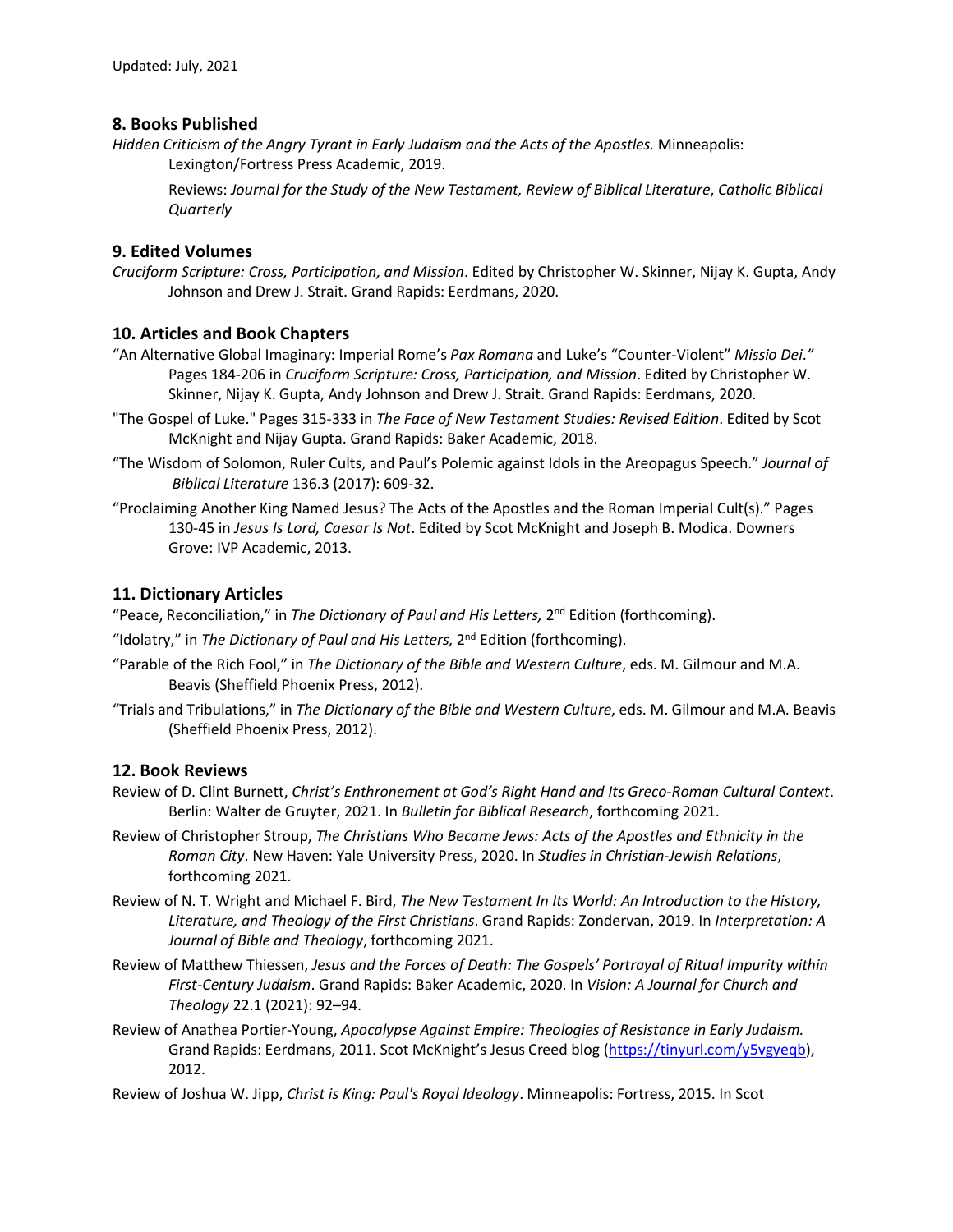## 8. Books Published

*Hidden Criticism of the Angry Tyrant in Early Judaism and the Acts of the Apostles.* Minneapolis: Lexington/Fortress Press Academic, 2019.

Reviews: *Journal for the Study of the New Testament, Review of Biblical Literature*, *Catholic Biblical Quarterly*

## 9. Edited Volumes

*Cruciform Scripture: Cross, Participation, and Mission*. Edited by Christopher W. Skinner, Nijay K. Gupta, Andy Johnson and Drew J. Strait. Grand Rapids: Eerdmans, 2020.

## 10. Articles and Book Chapters

"An Alternative Global Imaginary: Imperial Rome's *Pax Romana* and Luke's "Counter-Violent" *Missio Dei."* Pages 184-206 in *Cruciform Scripture: Cross, Participation, and Mission*. Edited by Christopher W. Skinner, Nijay K. Gupta, Andy Johnson and Drew J. Strait. Grand Rapids: Eerdmans, 2020.

"The Gospel of Luke." Pages 315-333 in *The Face of New Testament Studies: Revised Edition*. Edited by Scot McKnight and Nijay Gupta. Grand Rapids: Baker Academic, 2018.

"The Wisdom of Solomon, Ruler Cults, and Paul's Polemic against Idols in the Areopagus Speech." *Journal of Biblical Literature* 136.3 (2017): 609-32.

"Proclaiming Another King Named Jesus? The Acts of the Apostles and the Roman Imperial Cult(s)." Pages 130-45 in *Jesus Is Lord, Caesar Is Not*. Edited by Scot McKnight and Joseph B. Modica. Downers Grove: IVP Academic, 2013.

## 11. Dictionary Articles

"Peace, Reconciliation," in *The Dictionary of Paul and His Letters,* 2nd Edition (forthcoming).

"Idolatry," in *The Dictionary of Paul and His Letters,* 2nd Edition (forthcoming).

"Parable of the Rich Fool," in *The Dictionary of the Bible and Western Culture*, eds. M. Gilmour and M.A. Beavis (Sheffield Phoenix Press, 2012).

"Trials and Tribulations," in *The Dictionary of the Bible and Western Culture*, eds. M. Gilmour and M.A. Beavis (Sheffield Phoenix Press, 2012).

## 12. Book Reviews

Review of D. Clint Burnett, *Christ's Enthronement at God's Right Hand and Its Greco-Roman Cultural Context*. Berlin: Walter de Gruyter, 2021. In *Bulletin for Biblical Research*, forthcoming 2021.

Review of Christopher Stroup, *The Christians Who Became Jews: Acts of the Apostles and Ethnicity in the Roman City*. New Haven: Yale University Press, 2020. In *Studies in Christian-Jewish Relations*, forthcoming 2021.

Review of N. T. Wright and Michael F. Bird, *The New Testament In Its World: An Introduction to the History, Literature, and Theology of the First Christians*. Grand Rapids: Zondervan, 2019. In *Interpretation: A Journal of Bible and Theology*, forthcoming 2021.

Review of Matthew Thiessen, *Jesus and the Forces of Death: The Gospels' Portrayal of Ritual Impurity within First-Century Judaism*. Grand Rapids: Baker Academic, 2020. In *Vision: A Journal for Church and Theology* 22.1 (2021): 92–94.

Review of Anathea Portier-Young, *Apocalypse Against Empire: Theologies of Resistance in Early Judaism.* Grand Rapids: Eerdmans, 2011. Scot McKnight's Jesus Creed blog (https://tinyurl.com/y5vgyeqb), 2012.

Review of Joshua W. Jipp, *Christ is King: Paul's Royal Ideology*. Minneapolis: Fortress, 2015. In Scot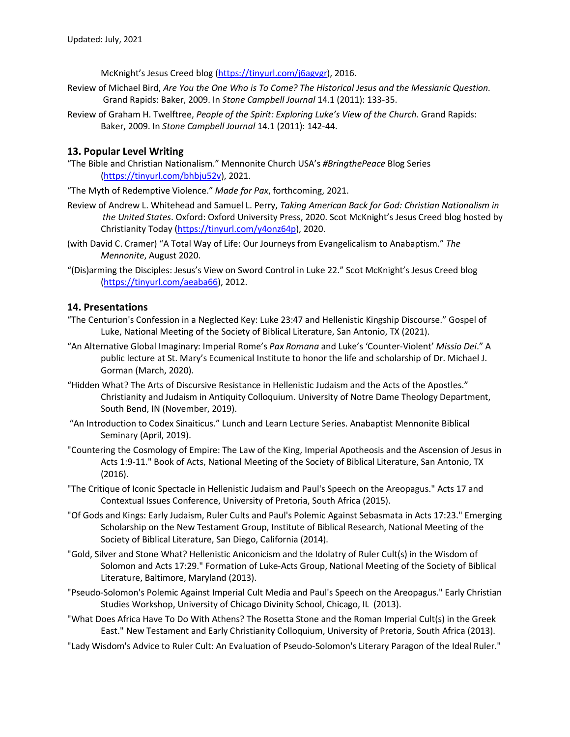McKnight's Jesus Creed blog (https://tinyurl.com/j6agvgr), 2016.

Review of Michael Bird, *Are You the One Who is To Come? The Historical Jesus and the Messianic Question.* Grand Rapids: Baker, 2009. In *Stone Campbell Journal* 14.1 (2011): 133-35.

Review of Graham H. Twelftree, *People of the Spirit: Exploring Luke's View of the Church.* Grand Rapids: Baker, 2009. In *Stone Campbell Journal* 14.1 (2011): 142-44.

## 13. Popular Level Writing

"The Bible and Christian Nationalism." Mennonite Church USA's *#BringthePeace* Blog Series (https://tinyurl.com/bhbju52v), 2021.

"The Myth of Redemptive Violence." *Made for Pax*, forthcoming, 2021.

Review of Andrew L. Whitehead and Samuel L. Perry, *Taking American Back for God: Christian Nationalism in the United States*. Oxford: Oxford University Press, 2020. Scot McKnight's Jesus Creed blog hosted by Christianity Today (https://tinyurl.com/y4onz64p), 2020.

(with David C. Cramer) "A Total Way of Life: Our Journeys from Evangelicalism to Anabaptism." *The Mennonite*, August 2020.

"(Dis)arming the Disciples: Jesus's View on Sword Control in Luke 22." Scot McKnight's Jesus Creed blog (https://tinyurl.com/aeaba66), 2012.

## 14. Presentations

"The Centurion's Confession in a Neglected Key: Luke 23:47 and Hellenistic Kingship Discourse." Gospel of Luke, National Meeting of the Society of Biblical Literature, San Antonio, TX (2021).

"An Alternative Global Imaginary: Imperial Rome's *Pax Romana* and Luke's 'Counter-Violent' *Missio Dei*." A public lecture at St. Mary's Ecumenical Institute to honor the life and scholarship of Dr. Michael J. Gorman (March, 2020).

"Hidden What? The Arts of Discursive Resistance in Hellenistic Judaism and the Acts of the Apostles." Christianity and Judaism in Antiquity Colloquium. University of Notre Dame Theology Department, South Bend, IN (November, 2019).

"An Introduction to Codex Sinaiticus." Lunch and Learn Lecture Series. Anabaptist Mennonite Biblical Seminary (April, 2019).

"Countering the Cosmology of Empire: The Law of the King, Imperial Apotheosis and the Ascension of Jesus in Acts 1:9-11." Book of Acts, National Meeting of the Society of Biblical Literature, San Antonio, TX (2016).

"The Critique of Iconic Spectacle in Hellenistic Judaism and Paul's Speech on the Areopagus." Acts 17 and Contextual Issues Conference, University of Pretoria, South Africa (2015).

"Of Gods and Kings: Early Judaism, Ruler Cults and Paul's Polemic Against Sebasmata in Acts 17:23." Emerging Scholarship on the New Testament Group, Institute of Biblical Research, National Meeting of the Society of Biblical Literature, San Diego, California (2014).

"Gold, Silver and Stone What? Hellenistic Aniconicism and the Idolatry of Ruler Cult(s) in the Wisdom of Solomon and Acts 17:29." Formation of Luke-Acts Group, National Meeting of the Society of Biblical Literature, Baltimore, Maryland (2013).

"Pseudo-Solomon's Polemic Against Imperial Cult Media and Paul's Speech on the Areopagus." Early Christian Studies Workshop, University of Chicago Divinity School, Chicago, IL (2013).

"What Does Africa Have To Do With Athens? The Rosetta Stone and the Roman Imperial Cult(s) in the Greek East." New Testament and Early Christianity Colloquium, University of Pretoria, South Africa (2013).

"Lady Wisdom's Advice to Ruler Cult: An Evaluation of Pseudo-Solomon's Literary Paragon of the Ideal Ruler."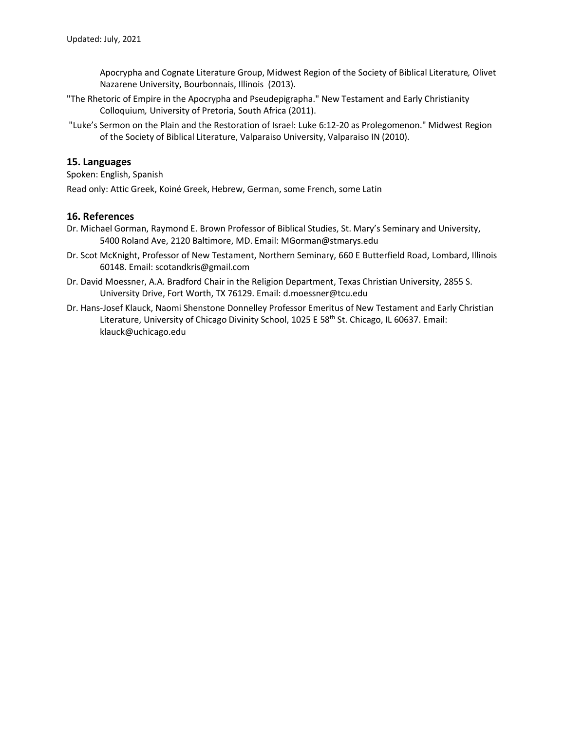Apocrypha and Cognate Literature Group, Midwest Region of the Society of Biblical Literature*,* Olivet Nazarene University, Bourbonnais, Illinois (2013).

"The Rhetoric of Empire in the Apocrypha and Pseudepigrapha." New Testament and Early Christianity Colloquium*,* University of Pretoria, South Africa (2011).

"Luke's Sermon on the Plain and the Restoration of Israel: Luke 6:12-20 as Prolegomenon." Midwest Region of the Society of Biblical Literature, Valparaiso University, Valparaiso IN (2010).

## 15. Languages

Spoken: English, Spanish

Read only: Attic Greek, Koiné Greek, Hebrew, German, some French, some Latin

## 16. References

Dr. Michael Gorman, Raymond E. Brown Professor of Biblical Studies, St. Mary's Seminary and University, 5400 Roland Ave, 2120 Baltimore, MD. Email: MGorman@stmarys.edu

Dr. Scot McKnight, Professor of New Testament, Northern Seminary, 660 E Butterfield Road, Lombard, Illinois 60148. Email: scotandkris@gmail.com

Dr. David Moessner, A.A. Bradford Chair in the Religion Department, Texas Christian University, 2855 S. University Drive, Fort Worth, TX 76129. Email: d.moessner@tcu.edu

Dr. Hans-Josef Klauck, Naomi Shenstone Donnelley Professor Emeritus of New Testament and Early Christian Literature, University of Chicago Divinity School, 1025 E 58th St. Chicago, IL 60637. Email: klauck@uchicago.edu